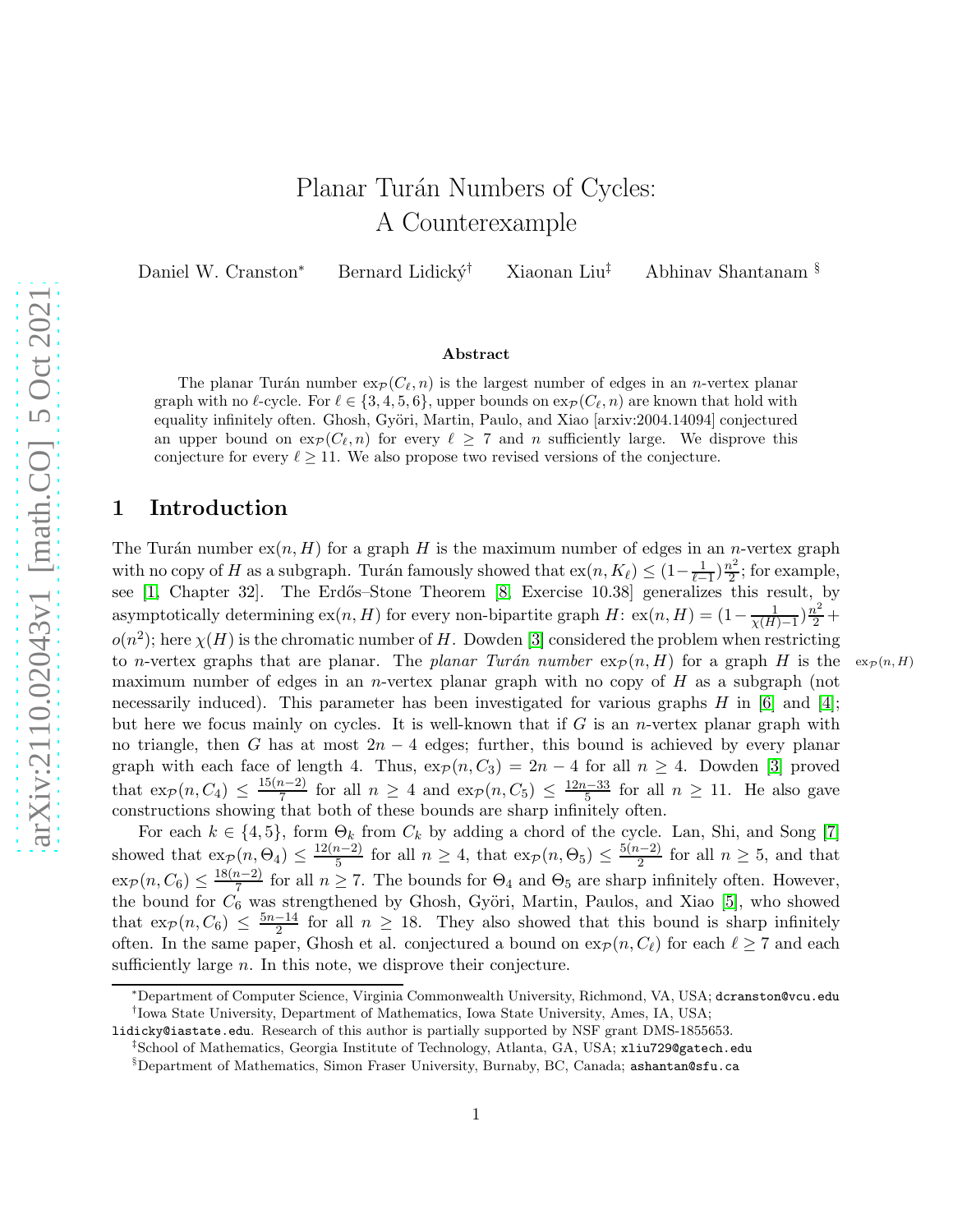# Planar Turán Numbers of Cycles: A Counterexample

Daniel W. Cranston* Bernard Lidický† Xiaonan Liu‡ Abhinav Shantanam §

### Abstract

The planar Turán number $\mathrm{ex}_{\mathcal{P}}(C_\ell, n)$ is the largest number of edges in an $n$-vertex planar graph with no $\ell$-cycle. For $\ell \in \{3, 4, 5, 6\}$, upper bounds on $\mathrm{ex}_{\mathcal{P}}(C_\ell, n)$ are known that hold with equality infinitely often. Ghosh, Györi, Martin, Paulo, and Xiao [arxiv:2004.14094] conjectured an upper bound on $\mathrm{ex}_{\mathcal{P}}(C_\ell, n)$ for every $\ell \geq 7$ and $n$ sufficiently large. We disprove this conjecture for every $\ell \geq 11$. We also propose two revised versions of the conjecture.

## 1 Introduction

The Turán number $\mathrm{ex}(n, H)$ for a graph $H$ is the maximum number of edges in an $n$-vertex graph with no copy of $H$ as a subgraph. Turán famously showed that $\mathrm{ex}(n, K_\ell) \leq (1-\frac{1}{\ell-1})\frac{n^2}{2}$; for example, see [1, Chapter 32]. The Erdős–Stone Theorem [8, Exercise 10.38] generalizes this result, by asymptotically determining $\mathrm{ex}(n, H)$ for every non-bipartite graph $H$: $\mathrm{ex}(n, H) = (1 - \frac{1}{\chi(H)-1})\frac{n^2}{2} + o(n^2)$; here $\chi(H)$ is the chromatic number of $H$. Dowden [3] considered the problem when restricting to $n$-vertex graphs that are planar. The *planar Turán number* $\mathrm{ex}_{\mathcal{P}}(n, H)$ for a graph $H$ is the maximum number of edges in an $n$-vertex planar graph with no copy of $H$ as a subgraph (not necessarily induced). This parameter has been investigated for various graphs $H$ in [6] and [4]; but here we focus mainly on cycles. It is well-known that if $G$ is an $n$-vertex planar graph with no triangle, then $G$ has at most $2n - 4$ edges; further, this bound is achieved by every planar graph with each face of length 4. Thus, $\mathrm{ex}_{\mathcal{P}}(n, C_3) = 2n - 4$ for all $n \geq 4$. Dowden [3] proved that $\mathrm{ex}_{\mathcal{P}}(n, C_4) \leq \frac{15(n-2)}{7}$ for all $n \geq 4$ and $\mathrm{ex}_{\mathcal{P}}(n, C_5) \leq \frac{12n-33}{5}$ for all $n \geq 11$. He also gave constructions showing that both of these bounds are sharp infinitely often.

For each $k \in \{4, 5\}$, form $\Theta_k$ from $C_k$ by adding a chord of the cycle. Lan, Shi, and Song [7] showed that $\mathrm{ex}_{\mathcal{P}}(n, \Theta_4) \leq \frac{12(n-2)}{5}$ for all $n \geq 4$, that $\mathrm{ex}_{\mathcal{P}}(n, \Theta_5) \leq \frac{5(n-2)}{2}$ for all $n \geq 5$, and that $\mathrm{ex}_{\mathcal{P}}(n, C_6) \leq \frac{18(n-2)}{7}$ for all $n \geq 7$. The bounds for $\Theta_4$ and $\Theta_5$ are sharp infinitely often. However, the bound for $C_6$ was strengthened by Ghosh, Györi, Martin, Paulos, and Xiao [5], who showed that $\mathrm{ex}_{\mathcal{P}}(n, C_6) \leq \frac{5n-14}{2}$ for all $n \geq 18$. They also showed that this bound is sharp infinitely often. In the same paper, Ghosh et al. conjectured a bound on $\mathrm{ex}_{\mathcal{P}}(n, C_\ell)$ for each $\ell \geq 7$ and each sufficiently large $n$. In this note, we disprove their conjecture.

*Department of Computer Science, Virginia Commonwealth University, Richmond, VA, USA; dcranston@vcu.edu

†Iowa State University, Department of Mathematics, Iowa State University, Ames, IA, USA; lidicky@iastate.edu. Research of this author is partially supported by NSF grant DMS-1855653.

‡School of Mathematics, Georgia Institute of Technology, Atlanta, GA, USA; xliu729@gatech.edu

§Department of Mathematics, Simon Fraser University, Burnaby, BC, Canada; ashantan@sfu.ca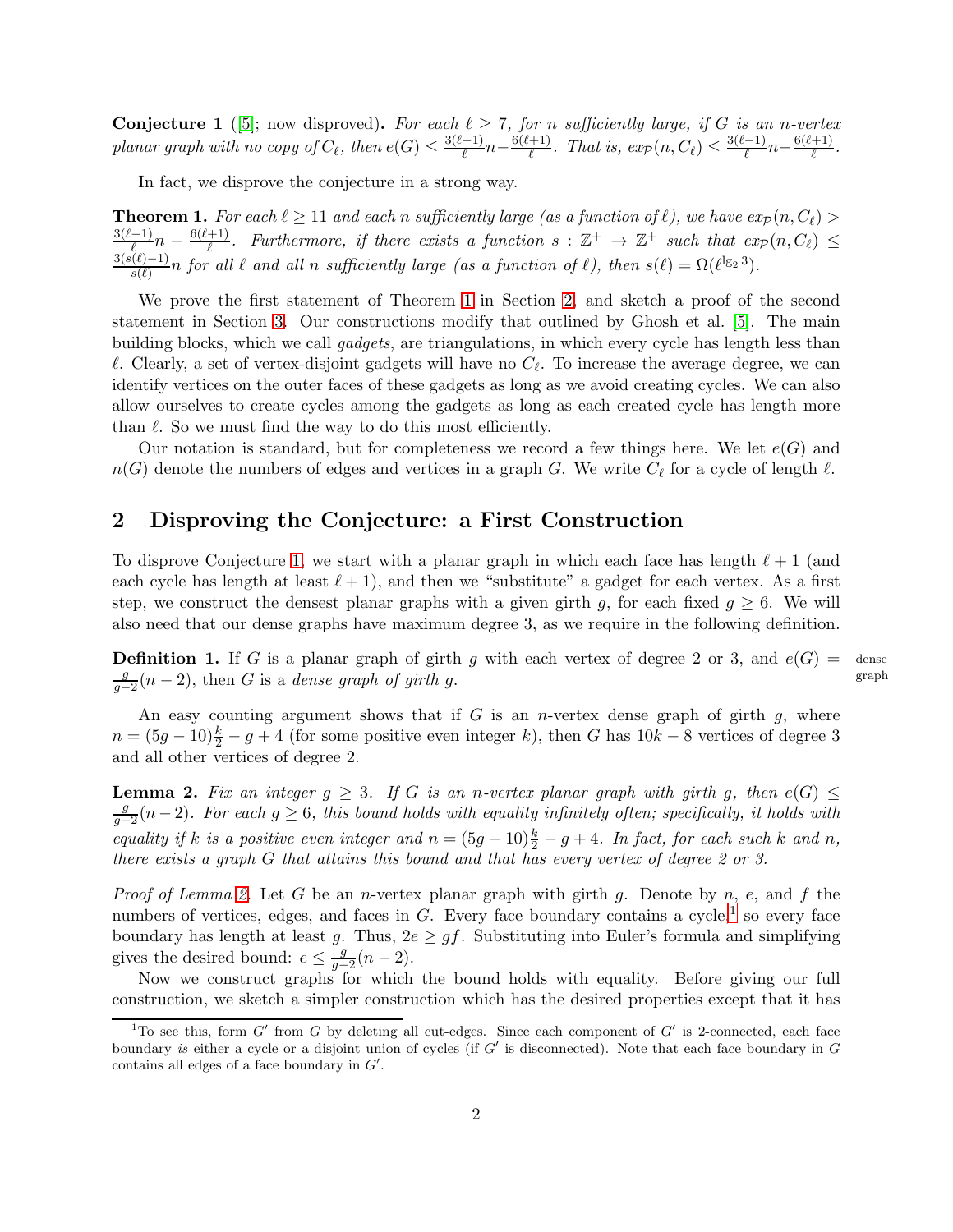**Conjecture 1** ([5]; now disproved). *For each $\ell \geq 7$, for $n$ sufficiently large, if $G$ is an $n$-vertex planar graph with no copy of $C_\ell$, then $e(G) \leq \frac{3(\ell-1)}{\ell}n - \frac{6(\ell+1)}{\ell}$. That is, $ex_{\mathcal{P}}(n, C_\ell) \leq \frac{3(\ell-1)}{\ell}n - \frac{6(\ell+1)}{\ell}$.*

In fact, we disprove the conjecture in a strong way.

**Theorem 1.** *For each $\ell \geq 11$ and each $n$ sufficiently large (as a function of $\ell$), we have $ex_{\mathcal{P}}(n, C_\ell) > \frac{3(\ell-1)}{\ell}n - \frac{6(\ell+1)}{\ell}$. Furthermore, if there exists a function $s : \mathbb{Z}^+ \to \mathbb{Z}^+$ such that $ex_{\mathcal{P}}(n, C_\ell) \leq \frac{3(s(\ell)-1)}{s(\ell)}n$ for all $\ell$ and all $n$ sufficiently large (as a function of $\ell$), then $s(\ell) = \Omega(\ell^{\lg_2 3})$.*

We prove the first statement of Theorem 1 in Section 2, and sketch a proof of the second statement in Section 3. Our constructions modify that outlined by Ghosh et al. [5]. The main building blocks, which we call *gadgets*, are triangulations, in which every cycle has length less than $\ell$. Clearly, a set of vertex-disjoint gadgets will have no $C_\ell$. To increase the average degree, we can identify vertices on the outer faces of these gadgets as long as we avoid creating cycles. We can also allow ourselves to create cycles among the gadgets as long as each created cycle has length more than $\ell$. So we must find the way to do this most efficiently.

Our notation is standard, but for completeness we record a few things here. We let $e(G)$ and $n(G)$ denote the numbers of edges and vertices in a graph $G$. We write $C_\ell$ for a cycle of length $\ell$.

## 2 Disproving the Conjecture: a First Construction

To disprove Conjecture 1, we start with a planar graph in which each face has length $\ell + 1$ (and each cycle has length at least $\ell + 1$), and then we "substitute" a gadget for each vertex. As a first step, we construct the densest planar graphs with a given girth $g$, for each fixed $g \geq 6$. We will also need that our dense graphs have maximum degree 3, as we require in the following definition.

**Definition 1.** If $G$ is a planar graph of girth $g$ with each vertex of degree 2 or 3, and $e(G) = \frac{g}{g-2}(n-2)$, then $G$ is a *dense graph of girth $g$*.

dense graph

An easy counting argument shows that if $G$ is an $n$-vertex dense graph of girth $g$, where $n = (5g-10)\frac{k}{2} - g + 4$ (for some positive even integer $k$), then $G$ has $10k - 8$ vertices of degree 3 and all other vertices of degree 2.

**Lemma 2.** *Fix an integer $g \geq 3$. If $G$ is an $n$-vertex planar graph with girth $g$, then $e(G) \leq \frac{g}{g-2}(n-2)$. For each $g \geq 6$, this bound holds with equality infinitely often; specifically, it holds with equality if $k$ is a positive even integer and $n = (5g-10)\frac{k}{2} - g + 4$. In fact, for each such $k$ and $n$, there exists a graph $G$ that attains this bound and that has every vertex of degree 2 or 3.*

*Proof of Lemma 2.* Let $G$ be an $n$-vertex planar graph with girth $g$. Denote by $n$, $e$, and $f$ the numbers of vertices, edges, and faces in $G$. Every face boundary contains a cycle,[1] so every face boundary has length at least $g$. Thus, $2e \geq gf$. Substituting into Euler's formula and simplifying gives the desired bound: $e \leq \frac{g}{g-2}(n-2)$.

Now we construct graphs for which the bound holds with equality. Before giving our full construction, we sketch a simpler construction which has the desired properties except that it has

[1] To see this, form $G'$ from $G$ by deleting all cut-edges. Since each component of $G'$ is 2-connected, each face boundary *is* either a cycle or a disjoint union of cycles (if $G'$ is disconnected). Note that each face boundary in $G$ contains all edges of a face boundary in $G'$.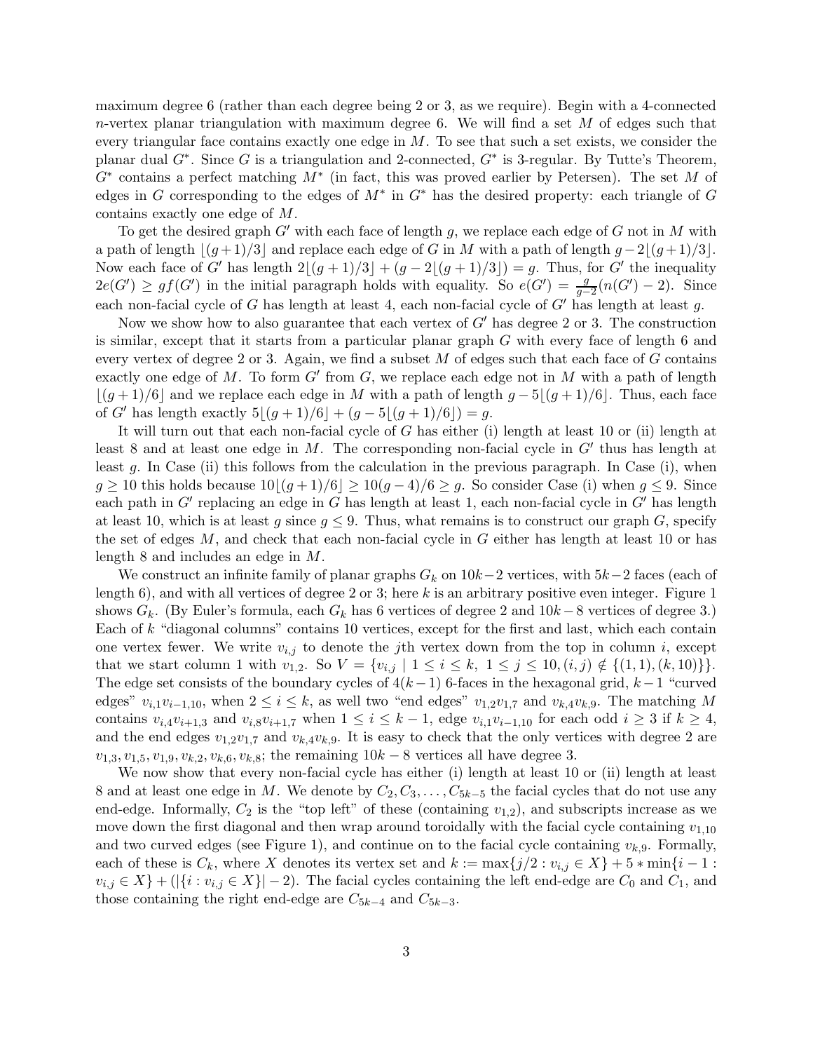maximum degree 6 (rather than each degree being 2 or 3, as we require). Begin with a 4-connected $n$-vertex planar triangulation with maximum degree 6. We will find a set $M$ of edges such that every triangular face contains exactly one edge in $M$. To see that such a set exists, we consider the planar dual $G^*$. Since $G$ is a triangulation and 2-connected, $G^*$ is 3-regular. By Tutte's Theorem, $G^*$ contains a perfect matching $M^*$ (in fact, this was proved earlier by Petersen). The set $M$ of edges in $G$ corresponding to the edges of $M^*$ in $G^*$ has the desired property: each triangle of $G$ contains exactly one edge of $M$.

To get the desired graph $G'$ with each face of length $g$, we replace each edge of $G$ not in $M$ with a path of length $\lfloor (g+1)/3 \rfloor$ and replace each edge of $G$ in $M$ with a path of length $g - 2\lfloor (g+1)/3 \rfloor$. Now each face of $G'$ has length $2\lfloor (g+1)/3 \rfloor + (g - 2\lfloor (g+1)/3 \rfloor) = g$. Thus, for $G'$ the inequality $2e(G') \geq gf(G')$ in the initial paragraph holds with equality. So $e(G') = \frac{g}{g-2}(n(G') - 2)$. Since each non-facial cycle of $G$ has length at least 4, each non-facial cycle of $G'$ has length at least $g$.

Now we show how to also guarantee that each vertex of $G'$ has degree 2 or 3. The construction is similar, except that it starts from a particular planar graph $G$ with every face of length 6 and every vertex of degree 2 or 3. Again, we find a subset $M$ of edges such that each face of $G$ contains exactly one edge of $M$. To form $G'$ from $G$, we replace each edge not in $M$ with a path of length $\lfloor (g+1)/6 \rfloor$ and we replace each edge in $M$ with a path of length $g - 5\lfloor (g+1)/6 \rfloor$. Thus, each face of $G'$ has length exactly $5\lfloor (g+1)/6 \rfloor + (g - 5\lfloor (g+1)/6 \rfloor) = g$.

It will turn out that each non-facial cycle of $G$ has either (i) length at least 10 or (ii) length at least 8 and at least one edge in $M$. The corresponding non-facial cycle in $G'$ thus has length at least $g$. In Case (ii) this follows from the calculation in the previous paragraph. In Case (i), when $g \geq 10$ this holds because $10\lfloor (g+1)/6 \rfloor \geq 10(g-4)/6 \geq g$. So consider Case (i) when $g \leq 9$. Since each path in $G'$ replacing an edge in $G$ has length at least 1, each non-facial cycle in $G'$ has length at least 10, which is at least $g$ since $g \leq 9$. Thus, what remains is to construct our graph $G$, specify the set of edges $M$, and check that each non-facial cycle in $G$ either has length at least 10 or has length 8 and includes an edge in $M$.

We construct an infinite family of planar graphs $G_k$ on $10k-2$ vertices, with $5k-2$ faces (each of length 6), and with all vertices of degree 2 or 3; here $k$ is an arbitrary positive even integer. Figure 1 shows $G_k$. (By Euler's formula, each $G_k$ has 6 vertices of degree 2 and $10k-8$ vertices of degree 3.) Each of $k$ "diagonal columns" contains 10 vertices, except for the first and last, which each contain one vertex fewer. We write $v_{i,j}$ to denote the $j$th vertex down from the top in column $i$, except that we start column 1 with $v_{1,2}$. So $V = \{v_{i,j} \mid 1 \leq i \leq k,\ 1 \leq j \leq 10, (i,j) \notin \{(1,1),(k,10)\}\}$. The edge set consists of the boundary cycles of $4(k-1)$ 6-faces in the hexagonal grid, $k-1$ "curved edges" $v_{i,1}v_{i-1,10}$, when $2 \leq i \leq k$, as well two "end edges" $v_{1,2}v_{1,7}$ and $v_{k,4}v_{k,9}$. The matching $M$ contains $v_{i,4}v_{i+1,3}$ and $v_{i,8}v_{i+1,7}$ when $1 \leq i \leq k-1$, edge $v_{i,1}v_{i-1,10}$ for each odd $i \geq 3$ if $k \geq 4$, and the end edges $v_{1,2}v_{1,7}$ and $v_{k,4}v_{k,9}$. It is easy to check that the only vertices with degree 2 are $v_{1,3}, v_{1,5}, v_{1,9}, v_{k,2}, v_{k,6}, v_{k,8}$; the remaining $10k-8$ vertices all have degree 3.

We now show that every non-facial cycle has either (i) length at least 10 or (ii) length at least 8 and at least one edge in $M$. We denote by $C_2, C_3, \ldots, C_{5k-5}$ the facial cycles that do not use any end-edge. Informally, $C_2$ is the "top left" of these (containing $v_{1,2}$), and subscripts increase as we move down the first diagonal and then wrap around toroidally with the facial cycle containing $v_{1,10}$ and two curved edges (see Figure 1), and continue on to the facial cycle containing $v_{k,9}$. Formally, each of these is $C_k$, where $X$ denotes its vertex set and $k := \max\{j/2 : v_{i,j} \in X\} + 5 * \min\{i-1 : v_{i,j} \in X\} + (|\{i : v_{i,j} \in X\}| - 2)$. The facial cycles containing the left end-edge are $C_0$ and $C_1$, and those containing the right end-edge are $C_{5k-4}$ and $C_{5k-3}$.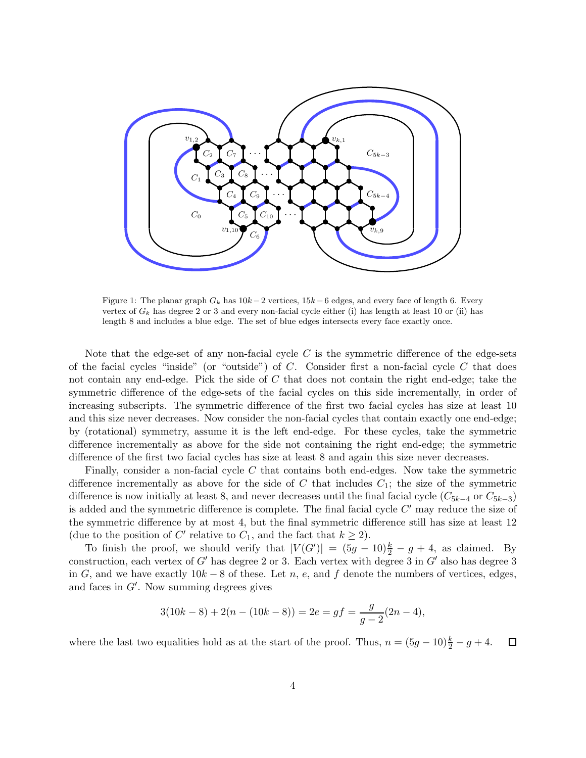Figure 1: The planar graph $G_k$ has $10k-2$ vertices, $15k-6$ edges, and every face of length 6. Every vertex of $G_k$ has degree 2 or 3 and every non-facial cycle either (i) has length at least 10 or (ii) has length 8 and includes a blue edge. The set of blue edges intersects every face exactly once.

Note that the edge-set of any non-facial cycle $C$ is the symmetric difference of the edge-sets of the facial cycles "inside" (or "outside") of $C$. Consider first a non-facial cycle $C$ that does not contain any end-edge. Pick the side of $C$ that does not contain the right end-edge; take the symmetric difference of the edge-sets of the facial cycles on this side incrementally, in order of increasing subscripts. The symmetric difference of the first two facial cycles has size at least 10 and this size never decreases. Now consider the non-facial cycles that contain exactly one end-edge; by (rotational) symmetry, assume it is the left end-edge. For these cycles, take the symmetric difference incrementally as above for the side not containing the right end-edge; the symmetric difference of the first two facial cycles has size at least 8 and again this size never decreases.

Finally, consider a non-facial cycle $C$ that contains both end-edges. Now take the symmetric difference incrementally as above for the side of $C$ that includes $C_1$; the size of the symmetric difference is now initially at least 8, and never decreases until the final facial cycle ($C_{5k-4}$ or $C_{5k-3}$) is added and the symmetric difference is complete. The final facial cycle $C'$ may reduce the size of the symmetric difference by at most 4, but the final symmetric difference still has size at least 12 (due to the position of $C'$ relative to $C_1$, and the fact that $k \geq 2$).

To finish the proof, we should verify that $|V(G')| = (5g-10)\frac{k}{2} - g + 4$, as claimed. By construction, each vertex of $G'$ has degree 2 or 3. Each vertex with degree 3 in $G'$ also has degree 3 in $G$, and we have exactly $10k-8$ of these. Let $n$, $e$, and $f$ denote the numbers of vertices, edges, and faces in $G'$. Now summing degrees gives

$$3(10k-8) + 2(n-(10k-8)) = 2e = gf = \frac{g}{g-2}(2n-4),$$

where the last two equalities hold as at the start of the proof. Thus, $n = (5g-10)\frac{k}{2} - g + 4$. $\square$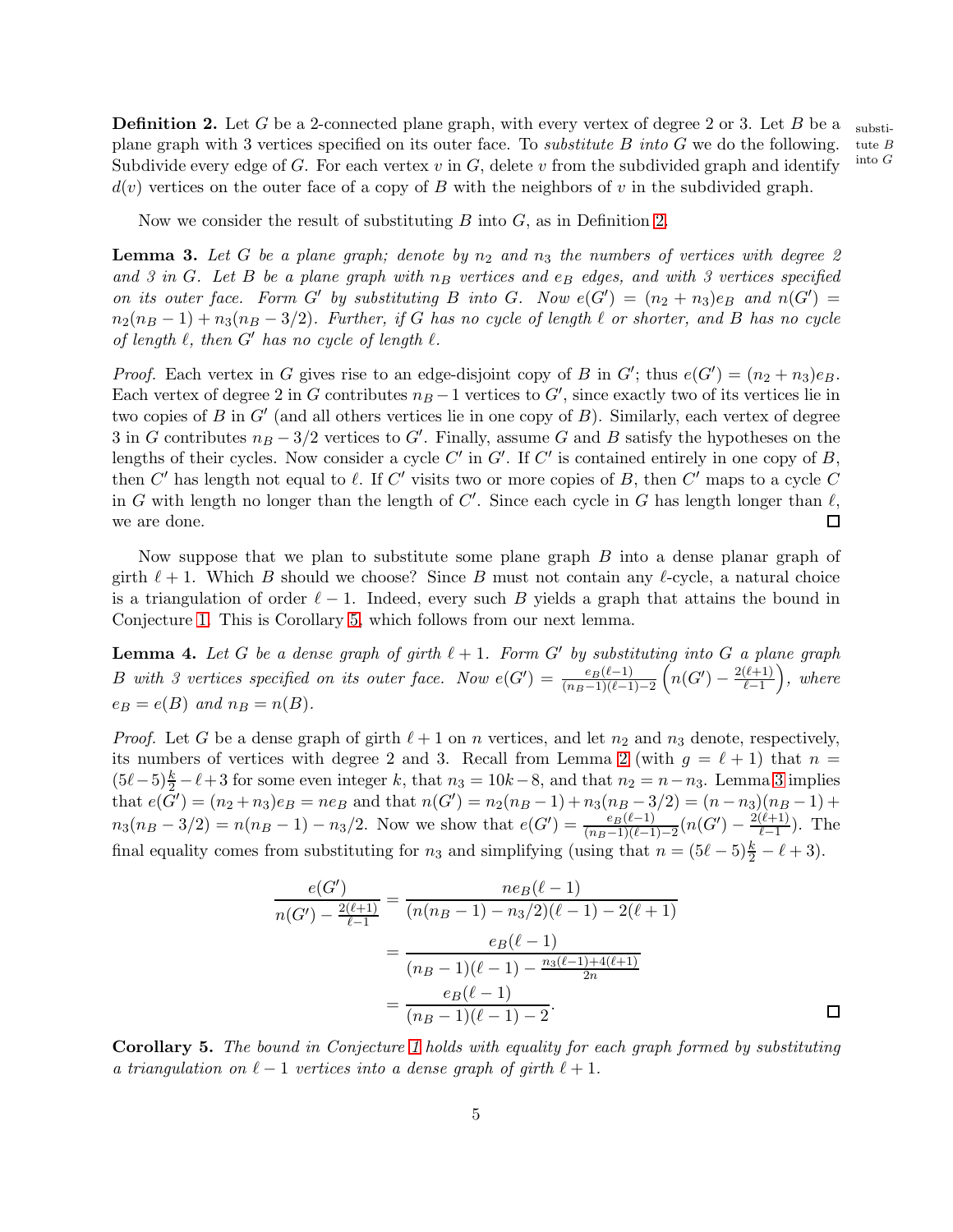**Definition 2.** Let $G$ be a 2-connected plane graph, with every vertex of degree 2 or 3. Let $B$ be a plane graph with 3 vertices specified on its outer face. To *substitute $B$ into $G$* we do the following. Subdivide every edge of $G$. For each vertex $v$ in $G$, delete $v$ from the subdivided graph and identify $d(v)$ vertices on the outer face of a copy of $B$ with the neighbors of $v$ in the subdivided graph.

substitute $B$ into $G$

Now we consider the result of substituting $B$ into $G$, as in Definition 2.

**Lemma 3.** *Let $G$ be a plane graph; denote by $n_2$ and $n_3$ the numbers of vertices with degree 2 and 3 in $G$. Let $B$ be a plane graph with $n_B$ vertices and $e_B$ edges, and with 3 vertices specified on its outer face. Form $G'$ by substituting $B$ into $G$. Now $e(G') = (n_2 + n_3)e_B$ and $n(G') = n_2(n_B - 1) + n_3(n_B - 3/2)$. Further, if $G$ has no cycle of length $\ell$ or shorter, and $B$ has no cycle of length $\ell$, then $G'$ has no cycle of length $\ell$.*

*Proof.* Each vertex in $G$ gives rise to an edge-disjoint copy of $B$ in $G'$; thus $e(G') = (n_2 + n_3)e_B$. Each vertex of degree 2 in $G$ contributes $n_B - 1$ vertices to $G'$, since exactly two of its vertices lie in two copies of $B$ in $G'$ (and all others vertices lie in one copy of $B$). Similarly, each vertex of degree 3 in $G$ contributes $n_B - 3/2$ vertices to $G'$. Finally, assume $G$ and $B$ satisfy the hypotheses on the lengths of their cycles. Now consider a cycle $C'$ in $G'$. If $C'$ is contained entirely in one copy of $B$, then $C'$ has length not equal to $\ell$. If $C'$ visits two or more copies of $B$, then $C'$ maps to a cycle $C$ in $G$ with length no longer than the length of $C'$. Since each cycle in $G$ has length longer than $\ell$, we are done. □

Now suppose that we plan to substitute some plane graph $B$ into a dense planar graph of girth $\ell + 1$. Which $B$ should we choose? Since $B$ must not contain any $\ell$-cycle, a natural choice is a triangulation of order $\ell - 1$. Indeed, every such $B$ yields a graph that attains the bound in Conjecture 1. This is Corollary 5, which follows from our next lemma.

**Lemma 4.** *Let $G$ be a dense graph of girth $\ell + 1$. Form $G'$ by substituting into $G$ a plane graph $B$ with 3 vertices specified on its outer face. Now $e(G') = \frac{e_B(\ell-1)}{(n_B-1)(\ell-1)-2}\left(n(G') - \frac{2(\ell+1)}{\ell-1}\right)$, where $e_B = e(B)$ and $n_B = n(B)$.*

*Proof.* Let $G$ be a dense graph of girth $\ell + 1$ on $n$ vertices, and let $n_2$ and $n_3$ denote, respectively, its numbers of vertices with degree 2 and 3. Recall from Lemma 2 (with $g = \ell + 1$) that $n = (5\ell - 5)\frac{k}{2} - \ell + 3$ for some even integer $k$, that $n_3 = 10k - 8$, and that $n_2 = n - n_3$. Lemma 3 implies that $e(G') = (n_2 + n_3)e_B = ne_B$ and that $n(G') = n_2(n_B - 1) + n_3(n_B - 3/2) = (n - n_3)(n_B - 1) + n_3(n_B - 3/2) = n(n_B - 1) - n_3/2$. Now we show that $e(G') = \frac{e_B(\ell-1)}{(n_B-1)(\ell-1)-2}(n(G') - \frac{2(\ell+1)}{\ell-1})$. The final equality comes from substituting for $n_3$ and simplifying (using that $n = (5\ell - 5)\frac{k}{2} - \ell + 3$).

$$
\begin{aligned}
\frac{e(G')}{n(G') - \frac{2(\ell+1)}{\ell-1}} &= \frac{ne_B(\ell-1)}{(n(n_B-1) - n_3/2)(\ell-1) - 2(\ell+1)} \\
&= \frac{e_B(\ell-1)}{(n_B-1)(\ell-1) - \frac{n_3(\ell-1)+4(\ell+1)}{2n}} \\
&= \frac{e_B(\ell-1)}{(n_B-1)(\ell-1) - 2}.
\end{aligned}
$$

□

**Corollary 5.** *The bound in Conjecture 1 holds with equality for each graph formed by substituting a triangulation on $\ell - 1$ vertices into a dense graph of girth $\ell + 1$.*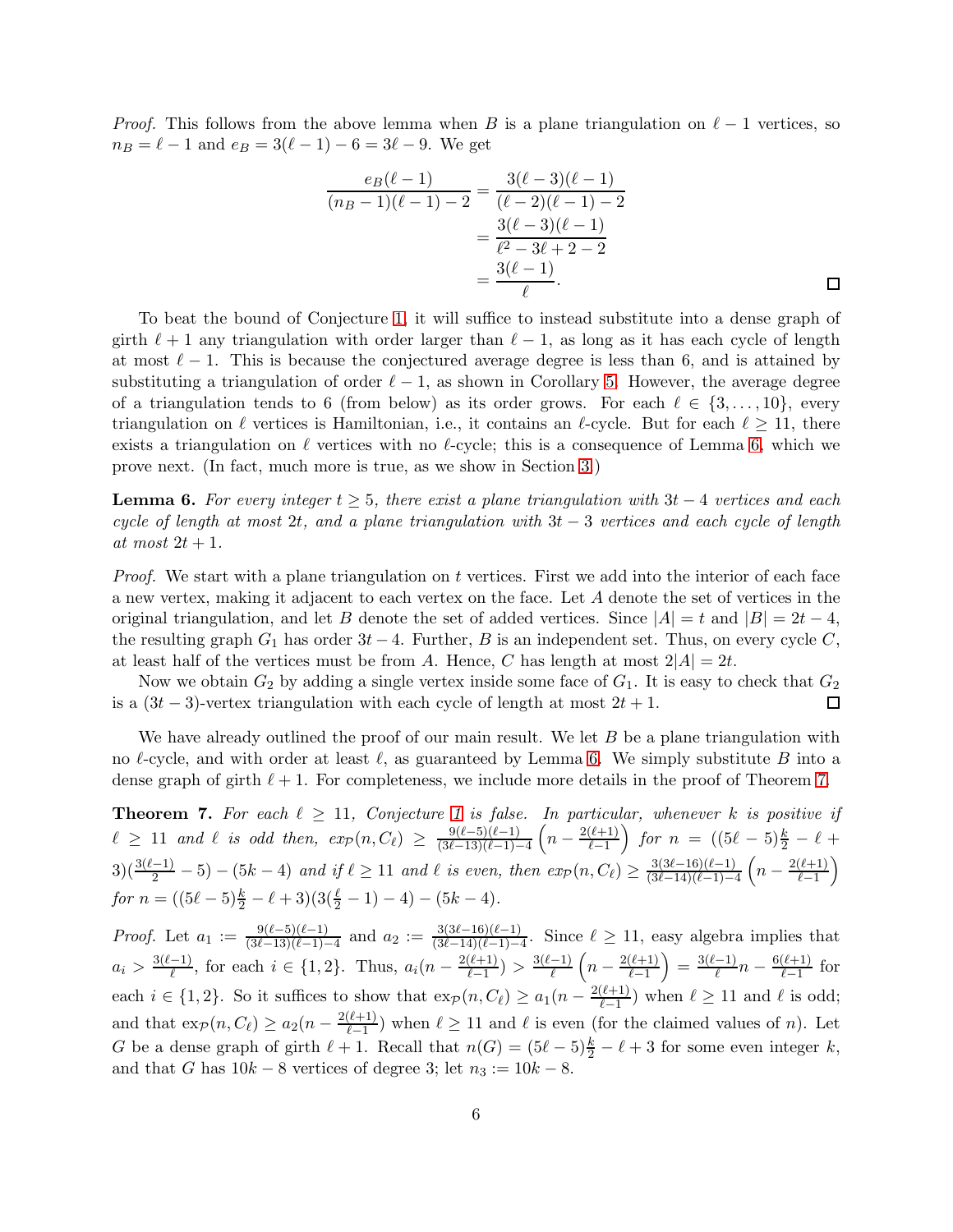*Proof.* This follows from the above lemma when $B$ is a plane triangulation on $\ell - 1$ vertices, so $n_B = \ell - 1$ and $e_B = 3(\ell-1) - 6 = 3\ell - 9$. We get

$$\begin{aligned}
\frac{e_B(\ell-1)}{(n_B-1)(\ell-1)-2} &= \frac{3(\ell-3)(\ell-1)}{(\ell-2)(\ell-1)-2} \\
&= \frac{3(\ell-3)(\ell-1)}{\ell^2-3\ell+2-2} \\
&= \frac{3(\ell-1)}{\ell}.
\end{aligned}$$

□

To beat the bound of Conjecture 1, it will suffice to instead substitute into a dense graph of girth $\ell+1$ any triangulation with order larger than $\ell - 1$, as long as it has each cycle of length at most $\ell - 1$. This is because the conjectured average degree is less than 6, and is attained by substituting a triangulation of order $\ell - 1$, as shown in Corollary 5. However, the average degree of a triangulation tends to 6 (from below) as its order grows. For each $\ell \in \{3, \ldots, 10\}$, every triangulation on $\ell$ vertices is Hamiltonian, i.e., it contains an $\ell$-cycle. But for each $\ell \geq 11$, there exists a triangulation on $\ell$ vertices with no $\ell$-cycle; this is a consequence of Lemma 6, which we prove next. (In fact, much more is true, as we show in Section 3.)

**Lemma 6.** *For every integer $t \geq 5$, there exist a plane triangulation with $3t-4$ vertices and each cycle of length at most $2t$, and a plane triangulation with $3t-3$ vertices and each cycle of length at most $2t+1$.*

*Proof.* We start with a plane triangulation on $t$ vertices. First we add into the interior of each face a new vertex, making it adjacent to each vertex on the face. Let $A$ denote the set of vertices in the original triangulation, and let $B$ denote the set of added vertices. Since $|A| = t$ and $|B| = 2t-4$, the resulting graph $G_1$ has order $3t-4$. Further, $B$ is an independent set. Thus, on every cycle $C$, at least half of the vertices must be from $A$. Hence, $C$ has length at most $2|A| = 2t$.

Now we obtain $G_2$ by adding a single vertex inside some face of $G_1$. It is easy to check that $G_2$ is a $(3t-3)$-vertex triangulation with each cycle of length at most $2t+1$. □

We have already outlined the proof of our main result. We let $B$ be a plane triangulation with no $\ell$-cycle, and with order at least $\ell$, as guaranteed by Lemma 6. We simply substitute $B$ into a dense graph of girth $\ell + 1$. For completeness, we include more details in the proof of Theorem 7.

**Theorem 7.** *For each $\ell \geq 11$, Conjecture 1 is false. In particular, whenever $k$ is positive if $\ell \geq 11$ and $\ell$ is odd then, $ex_{\mathcal{P}}(n, C_\ell) \geq \frac{9(\ell-5)(\ell-1)}{(3\ell-13)(\ell-1)-4}\left(n - \frac{2(\ell+1)}{\ell-1}\right)$ for $n = ((5\ell-5)\frac{k}{2} - \ell + 3)(\frac{3(\ell-1)}{2} - 5) - (5k-4)$ and if $\ell \geq 11$ and $\ell$ is even, then $ex_{\mathcal{P}}(n, C_\ell) \geq \frac{3(3\ell-16)(\ell-1)}{(3\ell-14)(\ell-1)-4}\left(n - \frac{2(\ell+1)}{\ell-1}\right)$ for $n = ((5\ell-5)\frac{k}{2} - \ell + 3)(3(\frac{\ell}{2} - 1) - 4) - (5k-4)$.*

*Proof.* Let $a_1 := \frac{9(\ell-5)(\ell-1)}{(3\ell-13)(\ell-1)-4}$ and $a_2 := \frac{3(3\ell-16)(\ell-1)}{(3\ell-14)(\ell-1)-4}$. Since $\ell \geq 11$, easy algebra implies that $a_i > \frac{3(\ell-1)}{\ell}$, for each $i \in \{1, 2\}$. Thus, $a_i(n - \frac{2(\ell+1)}{\ell-1}) > \frac{3(\ell-1)}{\ell}\left(n - \frac{2(\ell+1)}{\ell-1}\right) = \frac{3(\ell-1)}{\ell}n - \frac{6(\ell+1)}{\ell-1}$ for each $i \in \{1, 2\}$. So it suffices to show that $\text{ex}_{\mathcal{P}}(n, C_\ell) \geq a_1(n - \frac{2(\ell+1)}{\ell-1})$ when $\ell \geq 11$ and $\ell$ is odd; and that $\text{ex}_{\mathcal{P}}(n, C_\ell) \geq a_2(n - \frac{2(\ell+1)}{\ell-1})$ when $\ell \geq 11$ and $\ell$ is even (for the claimed values of $n$). Let $G$ be a dense graph of girth $\ell+1$. Recall that $n(G) = (5\ell-5)\frac{k}{2} - \ell + 3$ for some even integer $k$, and that $G$ has $10k - 8$ vertices of degree 3; let $n_3 := 10k - 8$.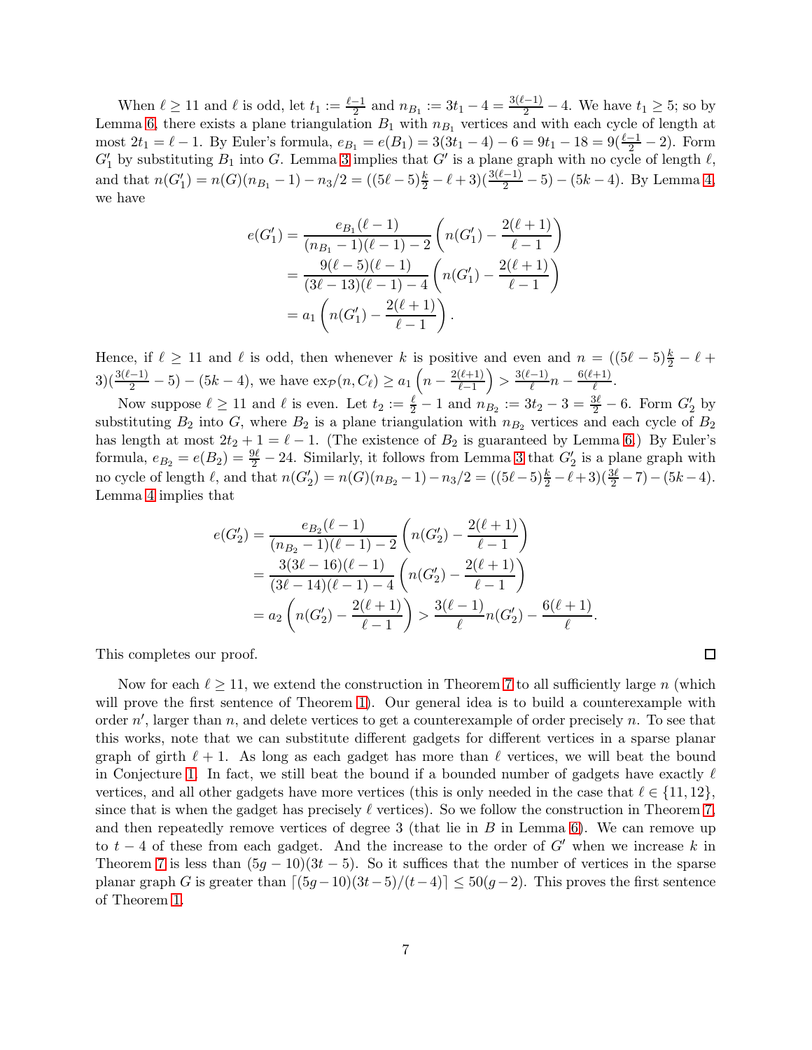When $\ell \geq 11$ and $\ell$ is odd, let $t_1 := \frac{\ell-1}{2}$ and $n_{B_1} := 3t_1 - 4 = \frac{3(\ell-1)}{2} - 4$. We have $t_1 \geq 5$; so by Lemma 6, there exists a plane triangulation $B_1$ with $n_{B_1}$ vertices and with each cycle of length at most $2t_1 = \ell - 1$. By Euler's formula, $e_{B_1} = e(B_1) = 3(3t_1 - 4) - 6 = 9t_1 - 18 = 9(\frac{\ell-1}{2} - 2)$. Form $G'_1$ by substituting $B_1$ into $G$. Lemma 3 implies that $G'$ is a plane graph with no cycle of length $\ell$, and that $n(G'_1) = n(G)(n_{B_1} - 1) - n_3/2 = ((5\ell-5)\frac{k}{2} - \ell + 3)(\frac{3(\ell-1)}{2} - 5) - (5k-4)$. By Lemma 4, we have

$$
\begin{aligned}
e(G'_1) &= \frac{e_{B_1}(\ell-1)}{(n_{B_1}-1)(\ell-1)-2}\left(n(G'_1) - \frac{2(\ell+1)}{\ell-1}\right) \\
&= \frac{9(\ell-5)(\ell-1)}{(3\ell-13)(\ell-1)-4}\left(n(G'_1) - \frac{2(\ell+1)}{\ell-1}\right) \\
&= a_1\left(n(G'_1) - \frac{2(\ell+1)}{\ell-1}\right).
\end{aligned}
$$

Hence, if $\ell \geq 11$ and $\ell$ is odd, then whenever $k$ is positive and even and $n = ((5\ell-5)\frac{k}{2} - \ell + 3)(\frac{3(\ell-1)}{2} - 5) - (5k-4)$, we have $\mathrm{ex}_{\mathcal{P}}(n, C_\ell) \geq a_1\left(n - \frac{2(\ell+1)}{\ell-1}\right) > \frac{3(\ell-1)}{\ell}n - \frac{6(\ell+1)}{\ell}$.

Now suppose $\ell \geq 11$ and $\ell$ is even. Let $t_2 := \frac{\ell}{2} - 1$ and $n_{B_2} := 3t_2 - 3 = \frac{3\ell}{2} - 6$. Form $G'_2$ by substituting $B_2$ into $G$, where $B_2$ is a plane triangulation with $n_{B_2}$ vertices and each cycle of $B_2$ has length at most $2t_2 + 1 = \ell - 1$. (The existence of $B_2$ is guaranteed by Lemma 6.) By Euler's formula, $e_{B_2} = e(B_2) = \frac{9\ell}{2} - 24$. Similarly, it follows from Lemma 3 that $G'_2$ is a plane graph with no cycle of length $\ell$, and that $n(G'_2) = n(G)(n_{B_2} - 1) - n_3/2 = ((5\ell-5)\frac{k}{2} - \ell + 3)(\frac{3\ell}{2} - 7) - (5k-4)$. Lemma 4 implies that

$$
\begin{aligned}
e(G'_2) &= \frac{e_{B_2}(\ell-1)}{(n_{B_2}-1)(\ell-1)-2}\left(n(G'_2) - \frac{2(\ell+1)}{\ell-1}\right) \\
&= \frac{3(3\ell-16)(\ell-1)}{(3\ell-14)(\ell-1)-4}\left(n(G'_2) - \frac{2(\ell+1)}{\ell-1}\right) \\
&= a_2\left(n(G'_2) - \frac{2(\ell+1)}{\ell-1}\right) > \frac{3(\ell-1)}{\ell}n(G'_2) - \frac{6(\ell+1)}{\ell}.
\end{aligned}
$$

This completes our proof. □

Now for each $\ell \geq 11$, we extend the construction in Theorem 7 to all sufficiently large $n$ (which will prove the first sentence of Theorem 1). Our general idea is to build a counterexample with order $n'$, larger than $n$, and delete vertices to get a counterexample of order precisely $n$. To see that this works, note that we can substitute different gadgets for different vertices in a sparse planar graph of girth $\ell + 1$. As long as each gadget has more than $\ell$ vertices, we will beat the bound in Conjecture 1. In fact, we still beat the bound if a bounded number of gadgets have exactly $\ell$ vertices, and all other gadgets have more vertices (this is only needed in the case that $\ell \in \{11, 12\}$, since that is when the gadget has precisely $\ell$ vertices). So we follow the construction in Theorem 7, and then repeatedly remove vertices of degree 3 (that lie in $B$ in Lemma 6). We can remove up to $t - 4$ of these from each gadget. And the increase to the order of $G'$ when we increase $k$ in Theorem 7 is less than $(5g - 10)(3t - 5)$. So it suffices that the number of vertices in the sparse planar graph $G$ is greater than $\lceil (5g-10)(3t-5)/(t-4) \rceil \leq 50(g-2)$. This proves the first sentence of Theorem 1.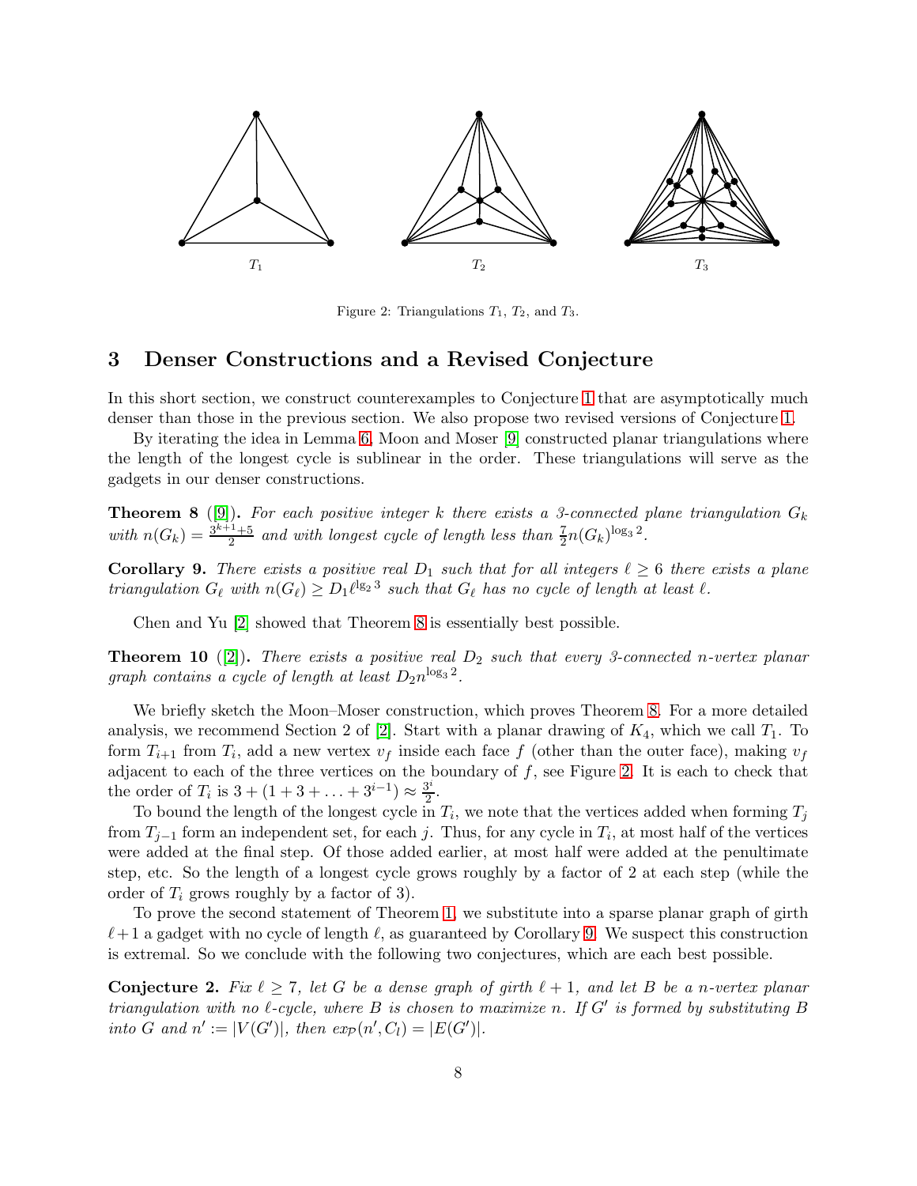Figure 2: Triangulations $T_1$, $T_2$, and $T_3$.

## 3 Denser Constructions and a Revised Conjecture

In this short section, we construct counterexamples to Conjecture 1 that are asymptotically much denser than those in the previous section. We also propose two revised versions of Conjecture 1.

By iterating the idea in Lemma 6, Moon and Moser [9] constructed planar triangulations where the length of the longest cycle is sublinear in the order. These triangulations will serve as the gadgets in our denser constructions.

**Theorem 8** ([9]). *For each positive integer $k$ there exists a 3-connected plane triangulation $G_k$ with $n(G_k) = \frac{3^{k+1}+5}{2}$ and with longest cycle of length less than $\frac{7}{2}n(G_k)^{\log_3 2}$.*

**Corollary 9.** *There exists a positive real $D_1$ such that for all integers $\ell \geq 6$ there exists a plane triangulation $G_\ell$ with $n(G_\ell) \geq D_1 \ell^{\lg_2 3}$ such that $G_\ell$ has no cycle of length at least $\ell$.*

Chen and Yu [2] showed that Theorem 8 is essentially best possible.

**Theorem 10** ([2]). *There exists a positive real $D_2$ such that every 3-connected $n$-vertex planar graph contains a cycle of length at least $D_2 n^{\log_3 2}$.*

We briefly sketch the Moon–Moser construction, which proves Theorem 8. For a more detailed analysis, we recommend Section 2 of [2]. Start with a planar drawing of $K_4$, which we call $T_1$. To form $T_{i+1}$ from $T_i$, add a new vertex $v_f$ inside each face $f$ (other than the outer face), making $v_f$ adjacent to each of the three vertices on the boundary of $f$, see Figure 2. It is each to check that the order of $T_i$ is $3 + (1 + 3 + \ldots + 3^{i-1}) \approx \frac{3^i}{2}$.

To bound the length of the longest cycle in $T_i$, we note that the vertices added when forming $T_j$ from $T_{j-1}$ form an independent set, for each $j$. Thus, for any cycle in $T_i$, at most half of the vertices were added at the final step. Of those added earlier, at most half were added at the penultimate step, etc. So the length of a longest cycle grows roughly by a factor of 2 at each step (while the order of $T_i$ grows roughly by a factor of 3).

To prove the second statement of Theorem 1, we substitute into a sparse planar graph of girth $\ell+1$ a gadget with no cycle of length $\ell$, as guaranteed by Corollary 9. We suspect this construction is extremal. So we conclude with the following two conjectures, which are each best possible.

**Conjecture 2.** *Fix $\ell \geq 7$, let $G$ be a dense graph of girth $\ell + 1$, and let $B$ be a $n$-vertex planar triangulation with no $\ell$-cycle, where $B$ is chosen to maximize $n$. If $G'$ is formed by substituting $B$ into $G$ and $n' := |V(G')|$, then $ex_{\mathcal{P}}(n', C_l) = |E(G')|$.*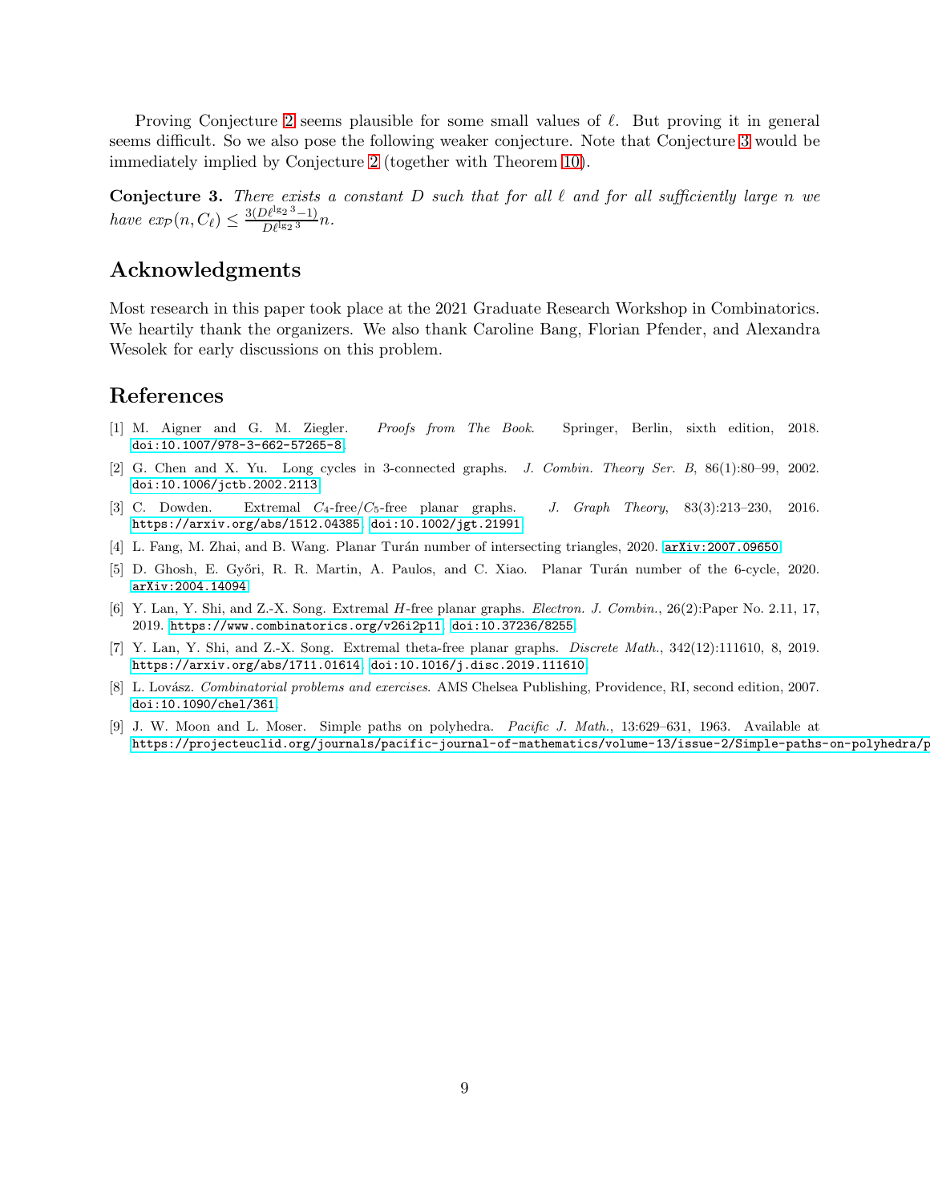Proving Conjecture 2 seems plausible for some small values of $\ell$. But proving it in general seems difficult. So we also pose the following weaker conjecture. Note that Conjecture 3 would be immediately implied by Conjecture 2 (together with Theorem 10).

**Conjecture 3.** *There exists a constant $D$ such that for all $\ell$ and for all sufficiently large $n$ we have $ex_{\mathcal{P}}(n, C_\ell) \leq \frac{3(D\ell^{\lg_2 3}-1)}{D\ell^{\lg_2 3}}n$.*

## Acknowledgments

Most research in this paper took place at the 2021 Graduate Research Workshop in Combinatorics. We heartily thank the organizers. We also thank Caroline Bang, Florian Pfender, and Alexandra Wesolek for early discussions on this problem.

## References

[1] M. Aigner and G. M. Ziegler. *Proofs from The Book*. Springer, Berlin, sixth edition, 2018. doi:10.1007/978-3-662-57265-8.

[2] G. Chen and X. Yu. Long cycles in 3-connected graphs. *J. Combin. Theory Ser. B*, 86(1):80–99, 2002. doi:10.1006/jctb.2002.2113.

[3] C. Dowden. Extremal $C_4$-free/$C_5$-free planar graphs. *J. Graph Theory*, 83(3):213–230, 2016. https://arxiv.org/abs/1512.04385, doi:10.1002/jgt.21991.

[4] L. Fang, M. Zhai, and B. Wang. Planar Turán number of intersecting triangles, 2020. arXiv:2007.09650.

[5] D. Ghosh, E. Győri, R. R. Martin, A. Paulos, and C. Xiao. Planar Turán number of the 6-cycle, 2020. arXiv:2004.14094.

[6] Y. Lan, Y. Shi, and Z.-X. Song. Extremal $H$-free planar graphs. *Electron. J. Combin.*, 26(2):Paper No. 2.11, 17, 2019. https://www.combinatorics.org/v26i2p11, doi:10.37236/8255.

[7] Y. Lan, Y. Shi, and Z.-X. Song. Extremal theta-free planar graphs. *Discrete Math.*, 342(12):111610, 8, 2019. https://arxiv.org/abs/1711.01614, doi:10.1016/j.disc.2019.111610.

[8] L. Lovász. *Combinatorial problems and exercises*. AMS Chelsea Publishing, Providence, RI, second edition, 2007. doi:10.1090/chel/361.

[9] J. W. Moon and L. Moser. Simple paths on polyhedra. *Pacific J. Math.*, 13:629–631, 1963. Available at https://projecteuclid.org/journals/pacific-journal-of-mathematics/volume-13/issue-2/Simple-paths-on-polyhedra/p